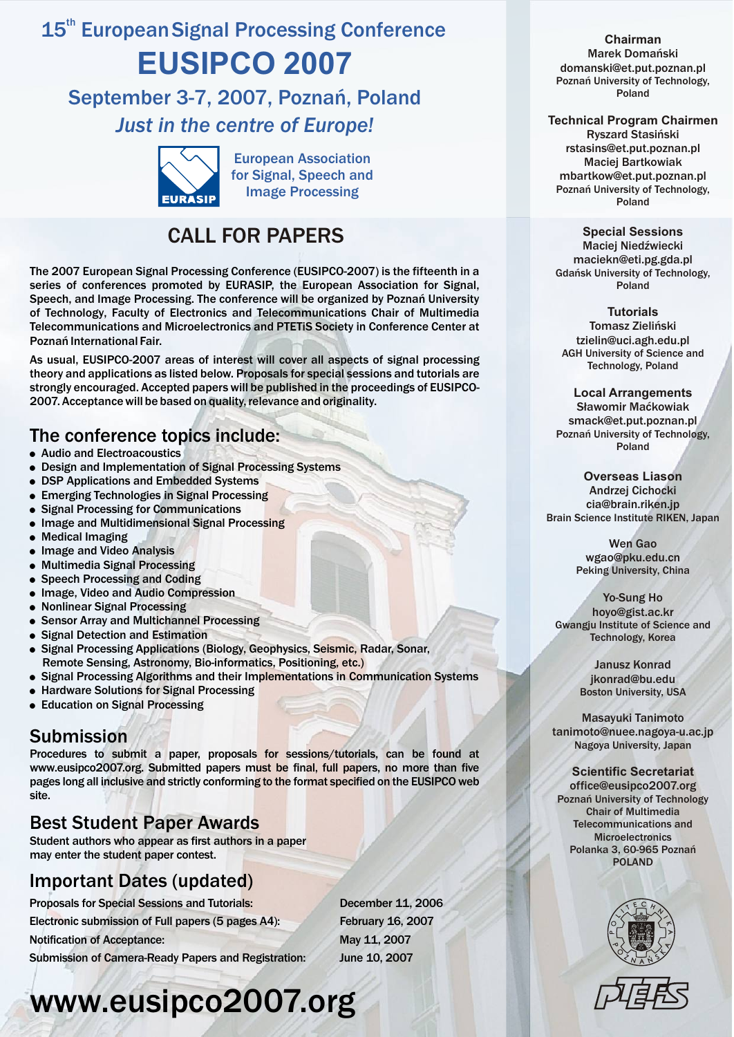# 15th European Signal Processing Conference

# EUSIPCO 2007

## September 3-7, 2007, Poznań, Poland

*Just in the centre of Europe!*

EURASIP

European Association for Signal, Speech and Image Processing

## CALL FOR PAPERS

The 2007 European Signal Processing Conference (EUSIPCO-2007) is the fifteenth in a series of conferences promoted by EURASIP, the European Association for Signal, Speech, and Image Processing. The conference will be organized by Poznań University of Technology, Faculty of Electronics and Telecommunications Chair of Multimedia Telecommunications and Microelectronics and PTETiS Society in Conference Center at Poznań International Fair.

As usual, EUSIPCO-2007 areas of interest will cover all aspects of signal processing theory and applications as listed below. Proposals for special sessions and tutorials are strongly encouraged. Accepted papers will be published in the proceedings of EUSIPCO-2007. Acceptance will be based on quality, relevance and originality.

### The conference topics include:

- Audio and Electroacoustics
- Design and Implementation of Signal Processing Systems
- DSP Applications and Embedded Systems
- Emerging Technologies in Signal Processing
- Signal Processing for Communications
- Image and Multidimensional Signal Processing
- Medical Imaging
- Image and Video Analysis
- Multimedia Signal Processing
- Speech Processing and Coding
- Image, Video and Audio Compression
- Nonlinear Signal Processing
- Sensor Array and Multichannel Processing
- Signal Detection and Estimation
- Signal Processing Applications (Biology, Geophysics, Seismic, Radar, Sonar, Remote Sensing, Astronomy, Bio-informatics, Positioning, etc.)
- Signal Processing Algorithms and their Implementations in Communication Systems
- Hardware Solutions for Signal Processing
- Education on Signal Processing

### Submission

Procedures to submit a paper, proposals for sessions/tutorials, can be found at www.eusipco2007.org. Submitted papers must be final, full papers, no more than five pages long all inclusive and strictly conforming to the format specified on the EUSIPCO web site.

### Best Student Paper Awards

Student authors who appear as first authors in a paper may enter the student paper contest.

### Important Dates (updated)

| | |
|---|---|
| Proposals for Special Sessions and Tutorials: | December 11, 2006 |
| Electronic submission of Full papers (5 pages A4): | February 16, 2007 |
| Notification of Acceptance: | May 11, 2007 |
| Submission of Camera-Ready Papers and Registration: | June 10, 2007 |

# www.eusipco2007.org

**Chairman**
Marek Domański
domanski@et.put.poznan.pl
Poznań University of Technology, Poland

**Technical Program Chairmen**
Ryszard Stasiński
rstasins@et.put.poznan.pl
Maciej Bartkowiak
mbartkow@et.put.poznan.pl
Poznań University of Technology, Poland

**Special Sessions**
Maciej Niedźwiecki
maciekn@eti.pg.gda.pl
Gdańsk University of Technology, Poland

**Tutorials**
Tomasz Zieliński
tzielin@uci.agh.edu.pl
AGH University of Science and Technology, Poland

**Local Arrangements**
Sławomir Maćkowiak
smack@et.put.poznan.pl
Poznań University of Technology, Poland

**Overseas Liason**
Andrzej Cichocki
cia@brain.riken.jp
Brain Science Institute RIKEN, Japan

Wen Gao
wgao@pku.edu.cn
Peking University, China

Yo-Sung Ho
hoyo@gist.ac.kr
Gwangju Institute of Science and Technology, Korea

Janusz Konrad
jkonrad@bu.edu
Boston University, USA

Masayuki Tanimoto
tanimoto@nuee.nagoya-u.ac.jp
Nagoya University, Japan

**Scientific Secretariat**
office@eusipco2007.org
Poznań University of Technology
Chair of Multimedia Telecommunications and Microelectronics
Polanka 3, 60-965 Poznań
POLAND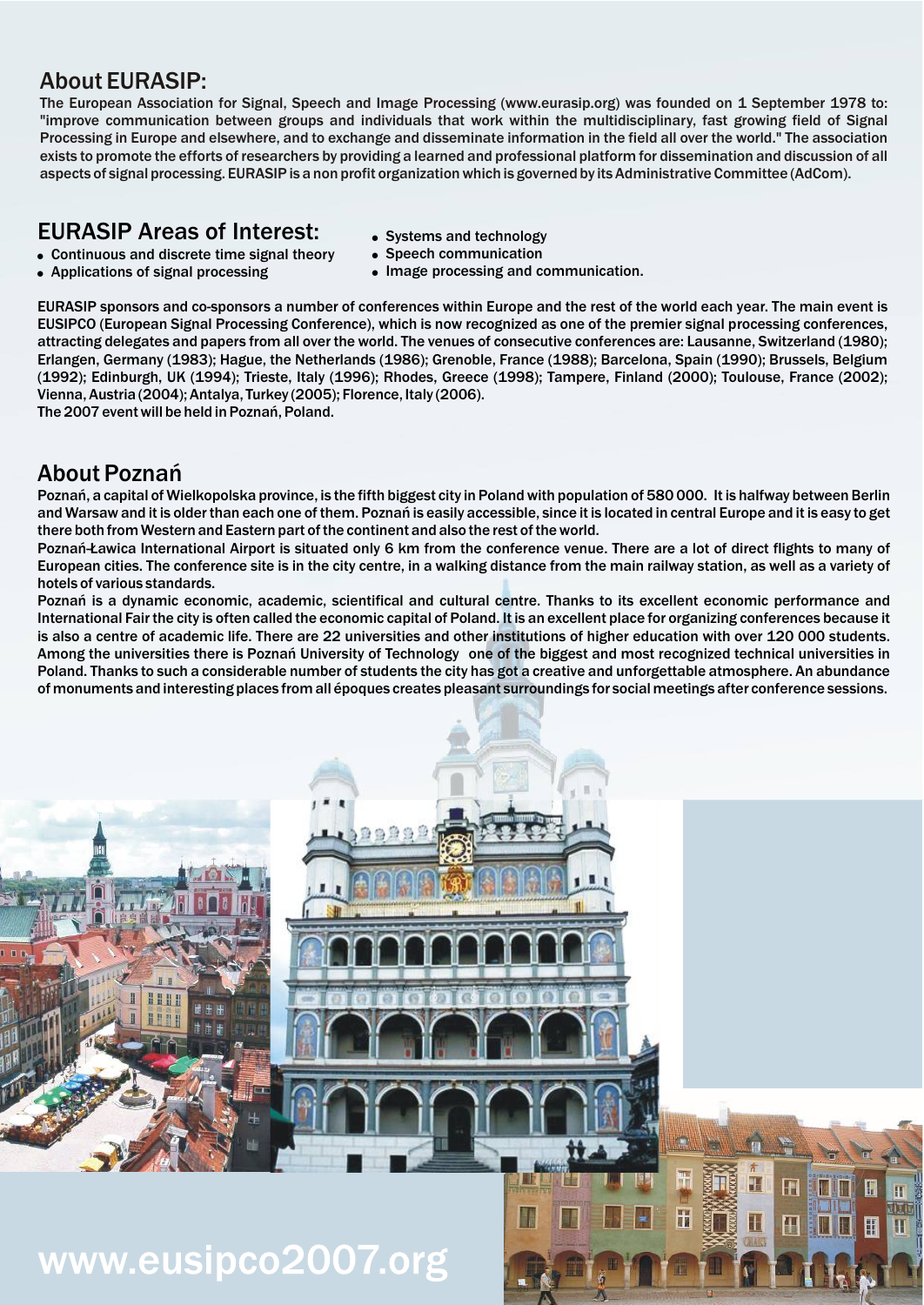## About EURASIP:

The European Association for Signal, Speech and Image Processing (www.eurasip.org) was founded on 1 September 1978 to: "improve communication between groups and individuals that work within the multidisciplinary, fast growing field of Signal Processing in Europe and elsewhere, and to exchange and disseminate information in the field all over the world." The association exists to promote the efforts of researchers by providing a learned and professional platform for dissemination and discussion of all aspects of signal processing. EURASIP is a non profit organization which is governed by its Administrative Committee (AdCom).

## EURASIP Areas of Interest:

- Continuous and discrete time signal theory
- Applications of signal processing
- Systems and technology
- Speech communication
- Image processing and communication.

EURASIP sponsors and co-sponsors a number of conferences within Europe and the rest of the world each year. The main event is EUSIPCO (European Signal Processing Conference), which is now recognized as one of the premier signal processing conferences, attracting delegates and papers from all over the world. The venues of consecutive conferences are: Lausanne, Switzerland (1980); Erlangen, Germany (1983); Hague, the Netherlands (1986); Grenoble, France (1988); Barcelona, Spain (1990); Brussels, Belgium (1992); Edinburgh, UK (1994); Trieste, Italy (1996); Rhodes, Greece (1998); Tampere, Finland (2000); Toulouse, France (2002); Vienna, Austria (2004); Antalya, Turkey (2005); Florence, Italy (2006).
The 2007 event will be held in Poznań, Poland.

## About Poznań

Poznań, a capital of Wielkopolska province, is the fifth biggest city in Poland with population of 580 000. It is halfway between Berlin and Warsaw and it is older than each one of them. Poznań is easily accessible, since it is located in central Europe and it is easy to get there both from Western and Eastern part of the continent and also the rest of the world.

Poznań-Ławica International Airport is situated only 6 km from the conference venue. There are a lot of direct flights to many of European cities. The conference site is in the city centre, in a walking distance from the main railway station, as well as a variety of hotels of various standards.

Poznań is a dynamic economic, academic, scientifical and cultural centre. Thanks to its excellent economic performance and International Fair the city is often called the economic capital of Poland. It is an excellent place for organizing conferences because it is also a centre of academic life. There are 22 universities and other institutions of higher education with over 120 000 students. Among the universities there is Poznań University of Technology one of the biggest and most recognized technical universities in Poland. Thanks to such a considerable number of students the city has got a creative and unforgettable atmosphere. An abundance of monuments and interesting places from all époques creates pleasant surroundings for social meetings after conference sessions.

# www.eusipco2007.org